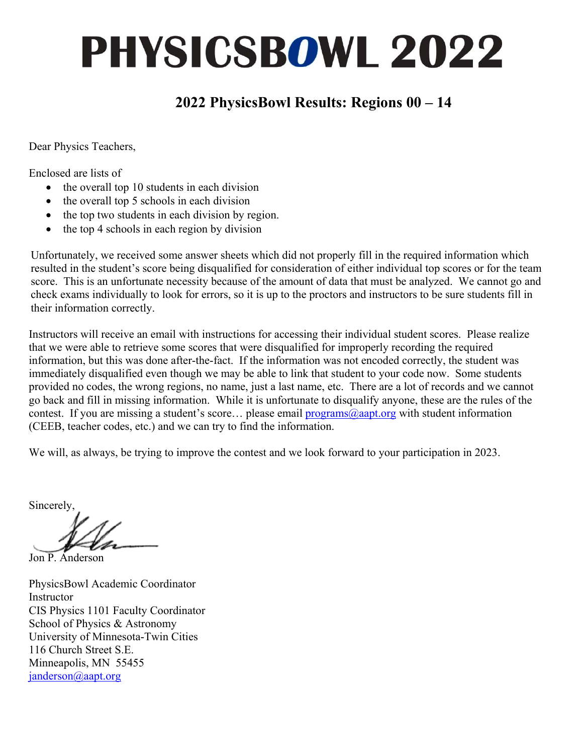# PHYSICSBOWL 2022

## 2022 PhysicsBowl Results: Regions 00 – 14

Dear Physics Teachers,

Enclosed are lists of

- the overall top 10 students in each division
- the overall top 5 schools in each division
- the top two students in each division by region.
- the top 4 schools in each region by division

Unfortunately, we received some answer sheets which did not properly fill in the required information which resulted in the student's score being disqualified for consideration of either individual top scores or for the team score. This is an unfortunate necessity because of the amount of data that must be analyzed. We cannot go and check exams individually to look for errors, so it is up to the proctors and instructors to be sure students fill in their information correctly.

Instructors will receive an email with instructions for accessing their individual student scores. Please realize that we were able to retrieve some scores that were disqualified for improperly recording the required information, but this was done after-the-fact. If the information was not encoded correctly, the student was immediately disqualified even though we may be able to link that student to your code now. Some students provided no codes, the wrong regions, no name, just a last name, etc. There are a lot of records and we cannot go back and fill in missing information. While it is unfortunate to disqualify anyone, these are the rules of the contest. If you are missing a student's score… please email programs@aapt.org with student information (CEEB, teacher codes, etc.) and we can try to find the information.

We will, as always, be trying to improve the contest and we look forward to your participation in 2023.

Sincerely,

Jon P. Anderson

PhysicsBowl Academic Coordinator
Instructor
CIS Physics 1101 Faculty Coordinator
School of Physics & Astronomy
University of Minnesota-Twin Cities
116 Church Street S.E.
Minneapolis, MN 55455
janderson@aapt.org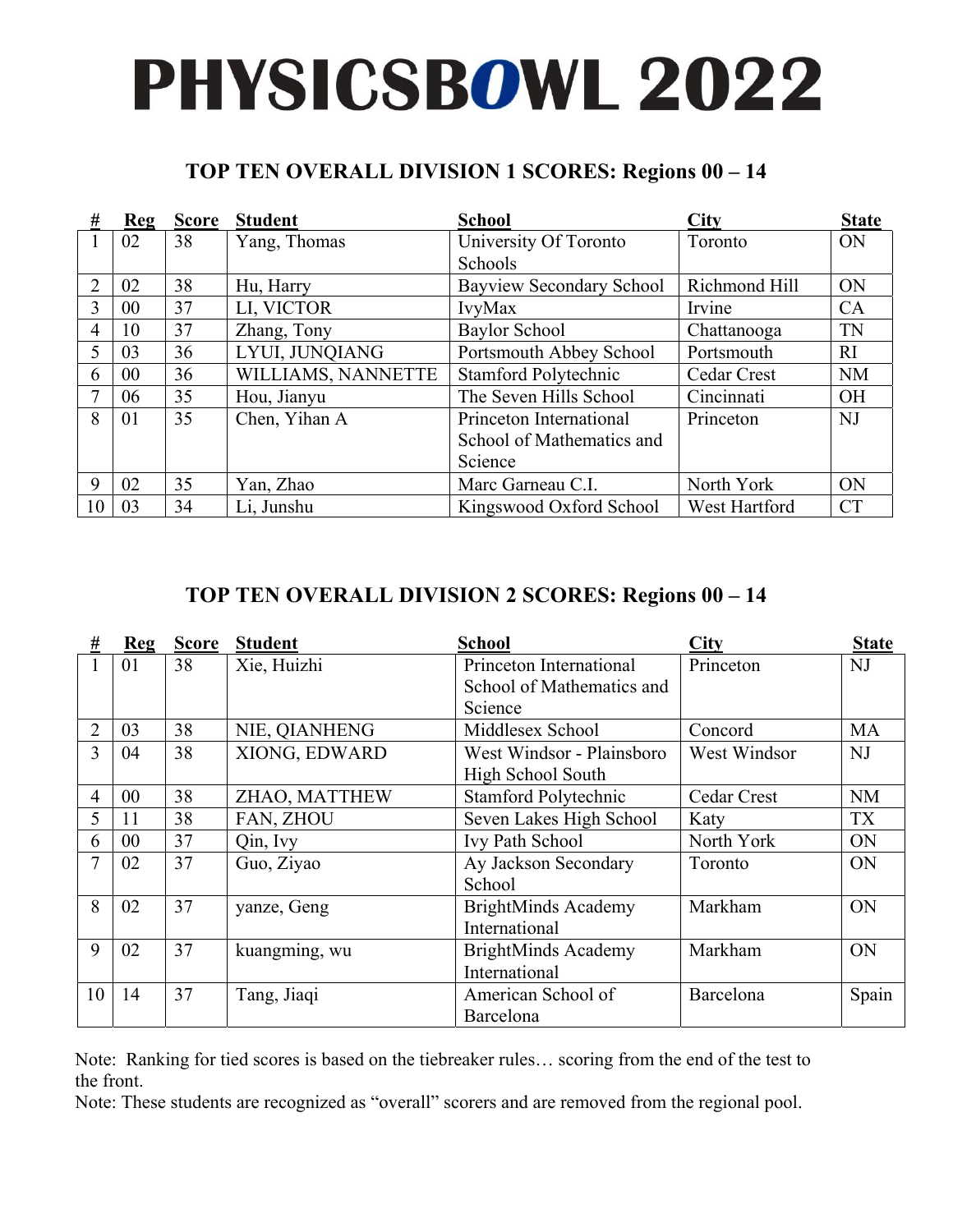# PHYSICSBOWL 2022

## TOP TEN OVERALL DIVISION 1 SCORES: Regions 00 – 14

| # | Reg | Score | Student | School | City | State |
|---|---|---|---|---|---|---|
| 1 | 02 | 38 | Yang, Thomas | University Of Toronto Schools | Toronto | ON |
| 2 | 02 | 38 | Hu, Harry | Bayview Secondary School | Richmond Hill | ON |
| 3 | 00 | 37 | LI, VICTOR | IvyMax | Irvine | CA |
| 4 | 10 | 37 | Zhang, Tony | Baylor School | Chattanooga | TN |
| 5 | 03 | 36 | LYUI, JUNQIANG | Portsmouth Abbey School | Portsmouth | RI |
| 6 | 00 | 36 | WILLIAMS, NANNETTE | Stamford Polytechnic | Cedar Crest | NM |
| 7 | 06 | 35 | Hou, Jianyu | The Seven Hills School | Cincinnati | OH |
| 8 | 01 | 35 | Chen, Yihan A | Princeton International School of Mathematics and Science | Princeton | NJ |
| 9 | 02 | 35 | Yan, Zhao | Marc Garneau C.I. | North York | ON |
| 10 | 03 | 34 | Li, Junshu | Kingswood Oxford School | West Hartford | CT |

## TOP TEN OVERALL DIVISION 2 SCORES: Regions 00 – 14

| # | Reg | Score | Student | School | City | State |
|---|---|---|---|---|---|---|
| 1 | 01 | 38 | Xie, Huizhi | Princeton International School of Mathematics and Science | Princeton | NJ |
| 2 | 03 | 38 | NIE, QIANHENG | Middlesex School | Concord | MA |
| 3 | 04 | 38 | XIONG, EDWARD | West Windsor - Plainsboro High School South | West Windsor | NJ |
| 4 | 00 | 38 | ZHAO, MATTHEW | Stamford Polytechnic | Cedar Crest | NM |
| 5 | 11 | 38 | FAN, ZHOU | Seven Lakes High School | Katy | TX |
| 6 | 00 | 37 | Qin, Ivy | Ivy Path School | North York | ON |
| 7 | 02 | 37 | Guo, Ziyao | Ay Jackson Secondary School | Toronto | ON |
| 8 | 02 | 37 | yanze, Geng | BrightMinds Academy International | Markham | ON |
| 9 | 02 | 37 | kuangming, wu | BrightMinds Academy International | Markham | ON |
| 10 | 14 | 37 | Tang, Jiaqi | American School of Barcelona | Barcelona | Spain |

Note: Ranking for tied scores is based on the tiebreaker rules… scoring from the end of the test to the front.

Note: These students are recognized as "overall" scorers and are removed from the regional pool.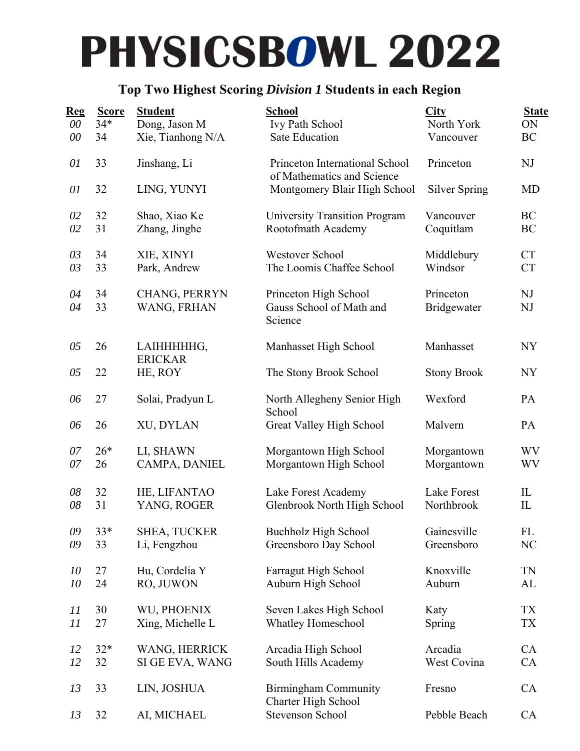# PHYSICSBOWL 2022

## Top Two Highest Scoring *Division 1* Students in each Region

| Reg | Score | Student | School | City | State |
|---|---|---|---|---|---|
| *00* | 34* | Dong, Jason M | Ivy Path School | North York | ON |
| *00* | 34 | Xie, Tianhong N/A | Sate Education | Vancouver | BC |
| *01* | 33 | Jinshang, Li | Princeton International School of Mathematics and Science | Princeton | NJ |
| *01* | 32 | LING, YUNYI | Montgomery Blair High School | Silver Spring | MD |
| *02* | 32 | Shao, Xiao Ke | University Transition Program | Vancouver | BC |
| *02* | 31 | Zhang, Jinghe | Rootofmath Academy | Coquitlam | BC |
| *03* | 34 | XIE, XINYI | Westover School | Middlebury | CT |
| *03* | 33 | Park, Andrew | The Loomis Chaffee School | Windsor | CT |
| *04* | 34 | CHANG, PERRYN | Princeton High School | Princeton | NJ |
| *04* | 33 | WANG, FRHAN | Gauss School of Math and Science | Bridgewater | NJ |
| *05* | 26 | LAIHHHHHG, ERICKAR | Manhasset High School | Manhasset | NY |
| *05* | 22 | HE, ROY | The Stony Brook School | Stony Brook | NY |
| *06* | 27 | Solai, Pradyun L | North Allegheny Senior High School | Wexford | PA |
| *06* | 26 | XU, DYLAN | Great Valley High School | Malvern | PA |
| *07* | 26* | LI, SHAWN | Morgantown High School | Morgantown | WV |
| *07* | 26 | CAMPA, DANIEL | Morgantown High School | Morgantown | WV |
| *08* | 32 | HE, LIFANTAO | Lake Forest Academy | Lake Forest | IL |
| *08* | 31 | YANG, ROGER | Glenbrook North High School | Northbrook | IL |
| *09* | 33* | SHEA, TUCKER | Buchholz High School | Gainesville | FL |
| *09* | 33 | Li, Fengzhou | Greensboro Day School | Greensboro | NC |
| *10* | 27 | Hu, Cordelia Y | Farragut High School | Knoxville | TN |
| *10* | 24 | RO, JUWON | Auburn High School | Auburn | AL |
| *11* | 30 | WU, PHOENIX | Seven Lakes High School | Katy | TX |
| *11* | 27 | Xing, Michelle L | Whatley Homeschool | Spring | TX |
| *12* | 32* | WANG, HERRICK | Arcadia High School | Arcadia | CA |
| *12* | 32 | SI GE EVA, WANG | South Hills Academy | West Covina | CA |
| *13* | 33 | LIN, JOSHUA | Birmingham Community Charter High School | Fresno | CA |
| *13* | 32 | AI, MICHAEL | Stevenson School | Pebble Beach | CA |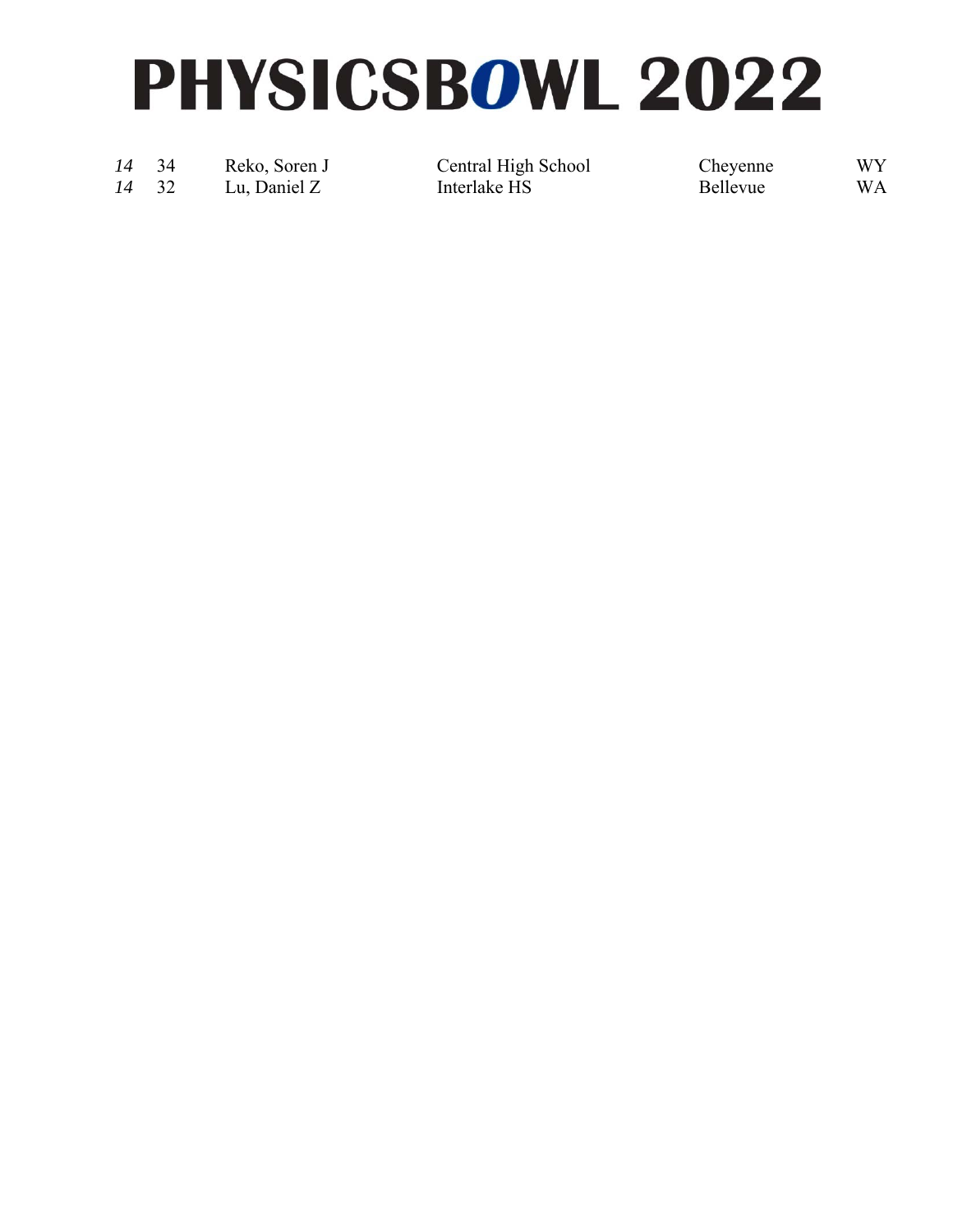# PHYSICSBOWL 2022

| | | | | | |
|---|---|---|---|---|---|
| *14* | 34 | Reko, Soren J | Central High School | Cheyenne | WY |
| *14* | 32 | Lu, Daniel Z | Interlake HS | Bellevue | WA |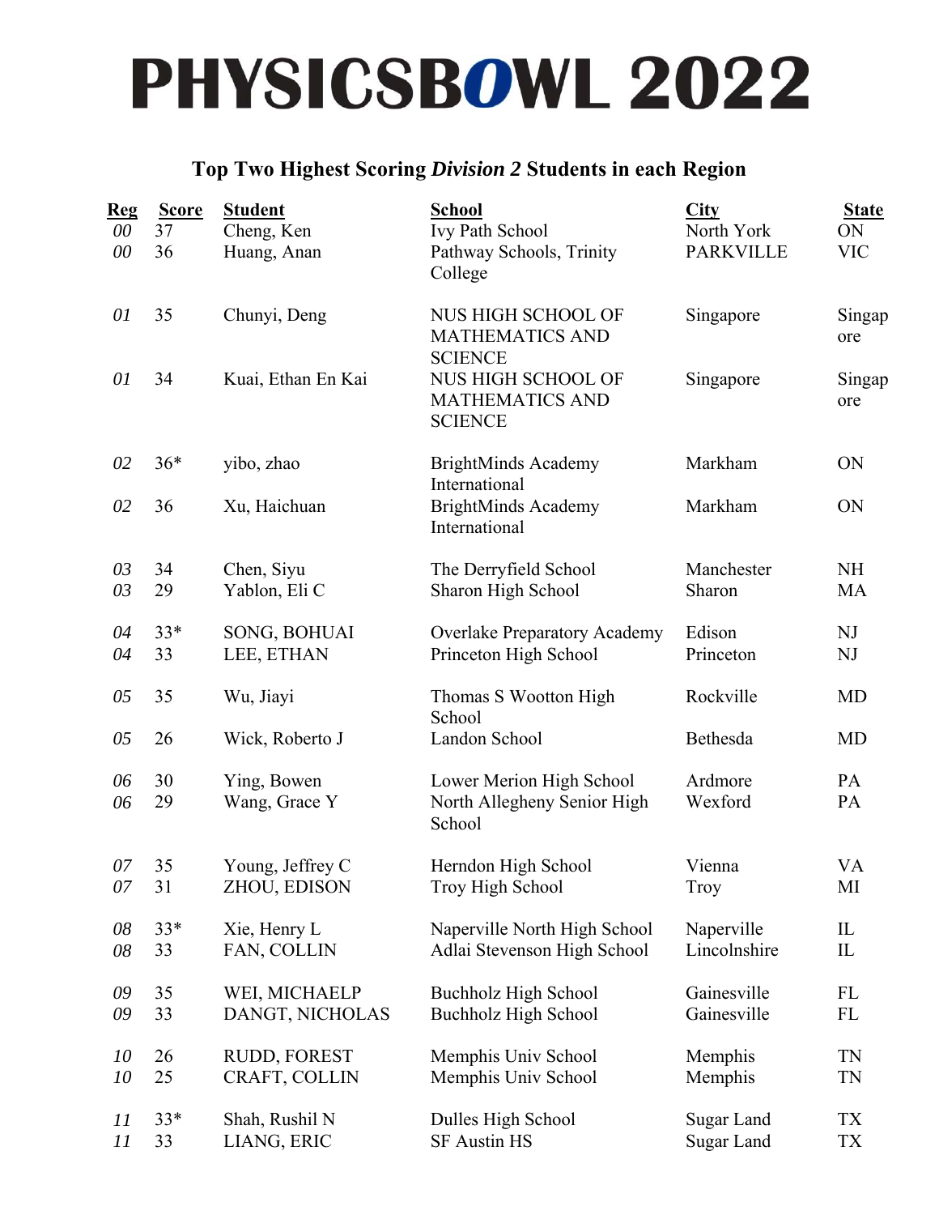# PHYSICSBOWL 2022

## Top Two Highest Scoring *Division 2* Students in each Region

| Reg | Score | Student | School | City | State |
|---|---|---|---|---|---|
| *00* | 37 | Cheng, Ken | Ivy Path School | North York | ON |
| *00* | 36 | Huang, Anan | Pathway Schools, Trinity College | PARKVILLE | VIC |
| *01* | 35 | Chunyi, Deng | NUS HIGH SCHOOL OF MATHEMATICS AND SCIENCE | Singapore | Singapore |
| *01* | 34 | Kuai, Ethan En Kai | NUS HIGH SCHOOL OF MATHEMATICS AND SCIENCE | Singapore | Singapore |
| *02* | 36* | yibo, zhao | BrightMinds Academy International | Markham | ON |
| *02* | 36 | Xu, Haichuan | BrightMinds Academy International | Markham | ON |
| *03* | 34 | Chen, Siyu | The Derryfield School | Manchester | NH |
| *03* | 29 | Yablon, Eli C | Sharon High School | Sharon | MA |
| *04* | 33* | SONG, BOHUAI | Overlake Preparatory Academy | Edison | NJ |
| *04* | 33 | LEE, ETHAN | Princeton High School | Princeton | NJ |
| *05* | 35 | Wu, Jiayi | Thomas S Wootton High School | Rockville | MD |
| *05* | 26 | Wick, Roberto J | Landon School | Bethesda | MD |
| *06* | 30 | Ying, Bowen | Lower Merion High School | Ardmore | PA |
| *06* | 29 | Wang, Grace Y | North Allegheny Senior High School | Wexford | PA |
| *07* | 35 | Young, Jeffrey C | Herndon High School | Vienna | VA |
| *07* | 31 | ZHOU, EDISON | Troy High School | Troy | MI |
| *08* | 33* | Xie, Henry L | Naperville North High School | Naperville | IL |
| *08* | 33 | FAN, COLLIN | Adlai Stevenson High School | Lincolnshire | IL |
| *09* | 35 | WEI, MICHAELP | Buchholz High School | Gainesville | FL |
| *09* | 33 | DANGT, NICHOLAS | Buchholz High School | Gainesville | FL |
| *10* | 26 | RUDD, FOREST | Memphis Univ School | Memphis | TN |
| *10* | 25 | CRAFT, COLLIN | Memphis Univ School | Memphis | TN |
| *11* | 33* | Shah, Rushil N | Dulles High School | Sugar Land | TX |
| *11* | 33 | LIANG, ERIC | SF Austin HS | Sugar Land | TX |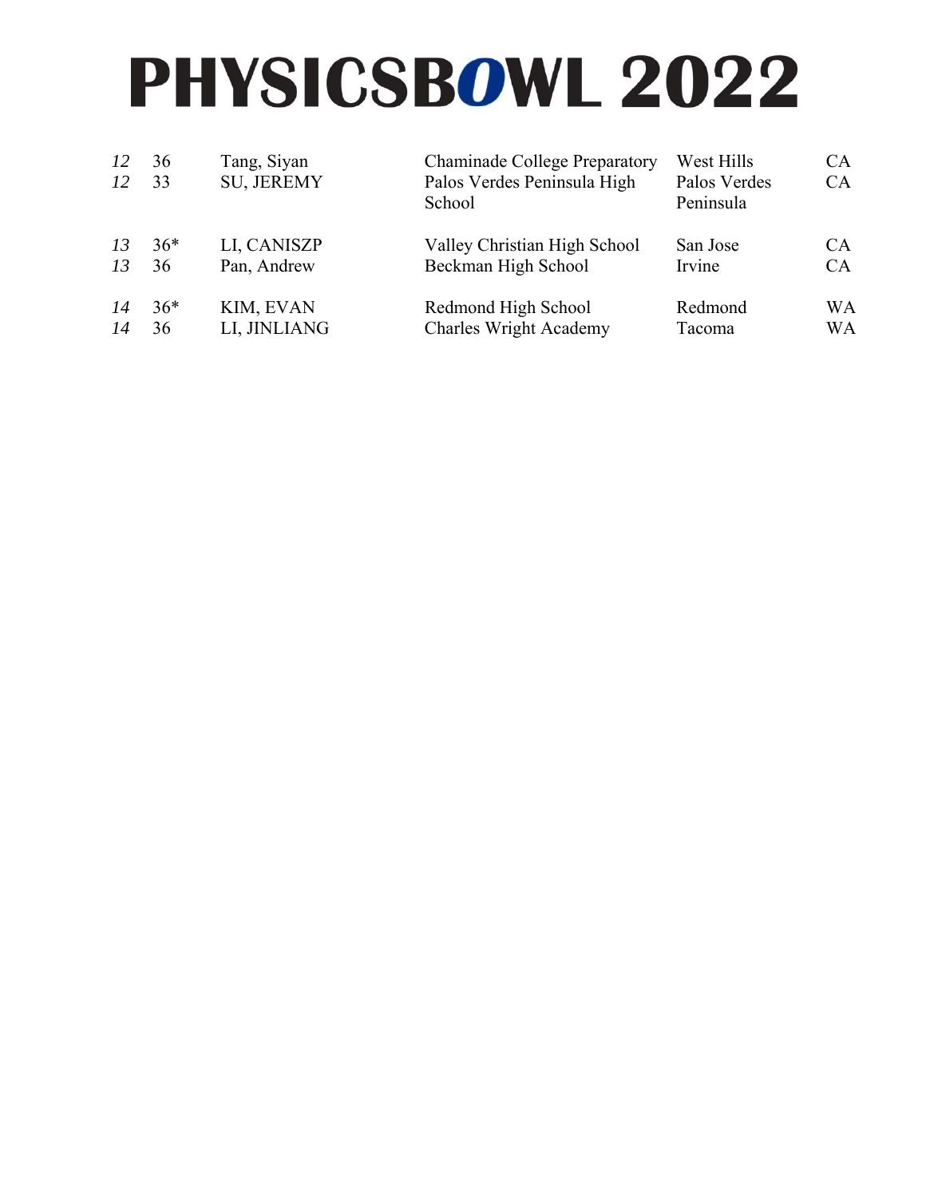# PHYSICSBOWL 2022

| | | | | | |
|---|---|---|---|---|---|
| *12* | 36 | Tang, Siyan | Chaminade College Preparatory | West Hills | CA |
| *12* | 33 | SU, JEREMY | Palos Verdes Peninsula High School | Palos Verdes Peninsula | CA |
| *13* | 36* | LI, CANISZP | Valley Christian High School | San Jose | CA |
| *13* | 36 | Pan, Andrew | Beckman High School | Irvine | CA |
| *14* | 36* | KIM, EVAN | Redmond High School | Redmond | WA |
| *14* | 36 | LI, JINLIANG | Charles Wright Academy | Tacoma | WA |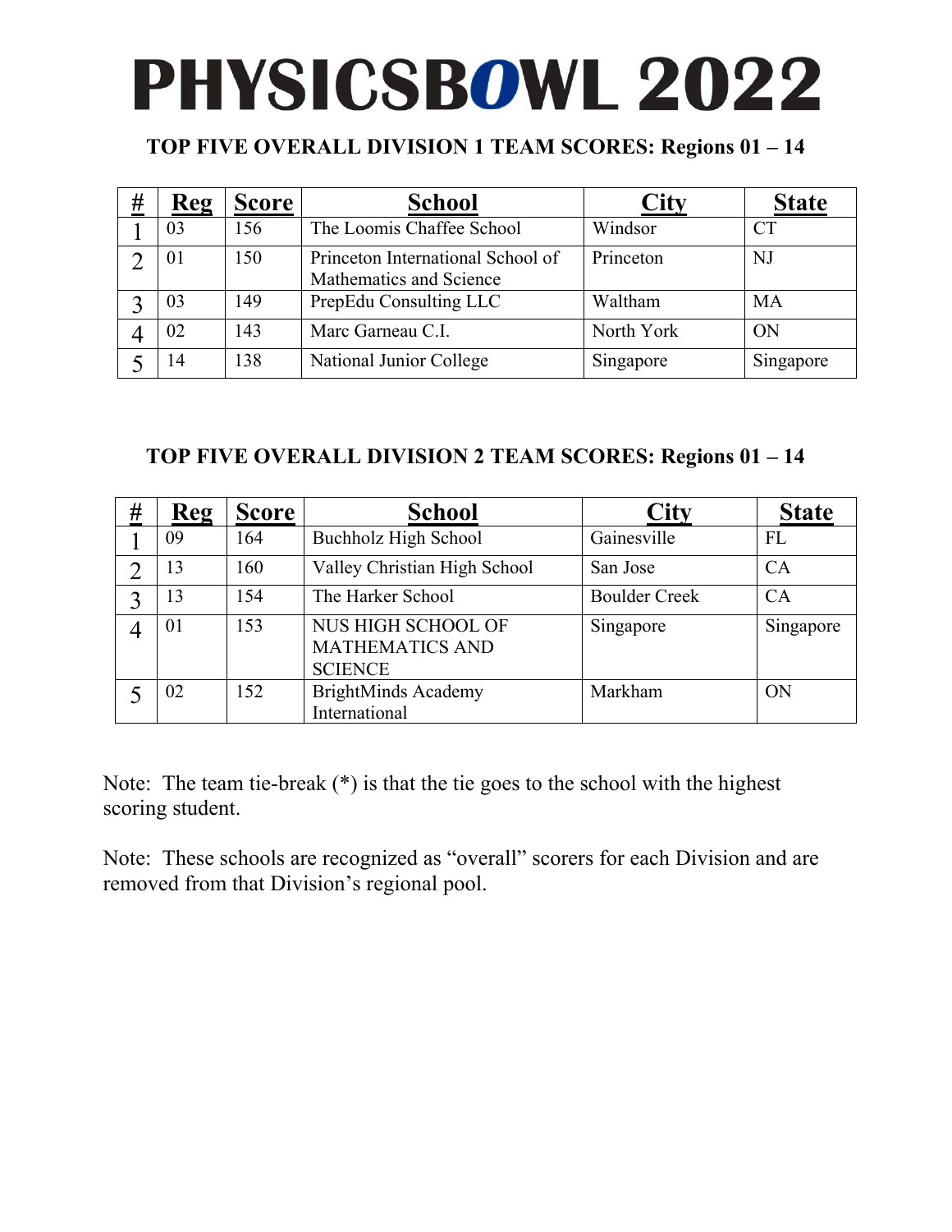# PHYSICSBOWL 2022

## TOP FIVE OVERALL DIVISION 1 TEAM SCORES: Regions 01 – 14

| # | Reg | Score | School | City | State |
|---|---|---|---|---|---|
| 1 | 03 | 156 | The Loomis Chaffee School | Windsor | CT |
| 2 | 01 | 150 | Princeton International School of Mathematics and Science | Princeton | NJ |
| 3 | 03 | 149 | PrepEdu Consulting LLC | Waltham | MA |
| 4 | 02 | 143 | Marc Garneau C.I. | North York | ON |
| 5 | 14 | 138 | National Junior College | Singapore | Singapore |

## TOP FIVE OVERALL DIVISION 2 TEAM SCORES: Regions 01 – 14

| # | Reg | Score | School | City | State |
|---|---|---|---|---|---|
| 1 | 09 | 164 | Buchholz High School | Gainesville | FL |
| 2 | 13 | 160 | Valley Christian High School | San Jose | CA |
| 3 | 13 | 154 | The Harker School | Boulder Creek | CA |
| 4 | 01 | 153 | NUS HIGH SCHOOL OF MATHEMATICS AND SCIENCE | Singapore | Singapore |
| 5 | 02 | 152 | BrightMinds Academy International | Markham | ON |

Note: The team tie-break (*) is that the tie goes to the school with the highest scoring student.

Note: These schools are recognized as "overall" scorers for each Division and are removed from that Division's regional pool.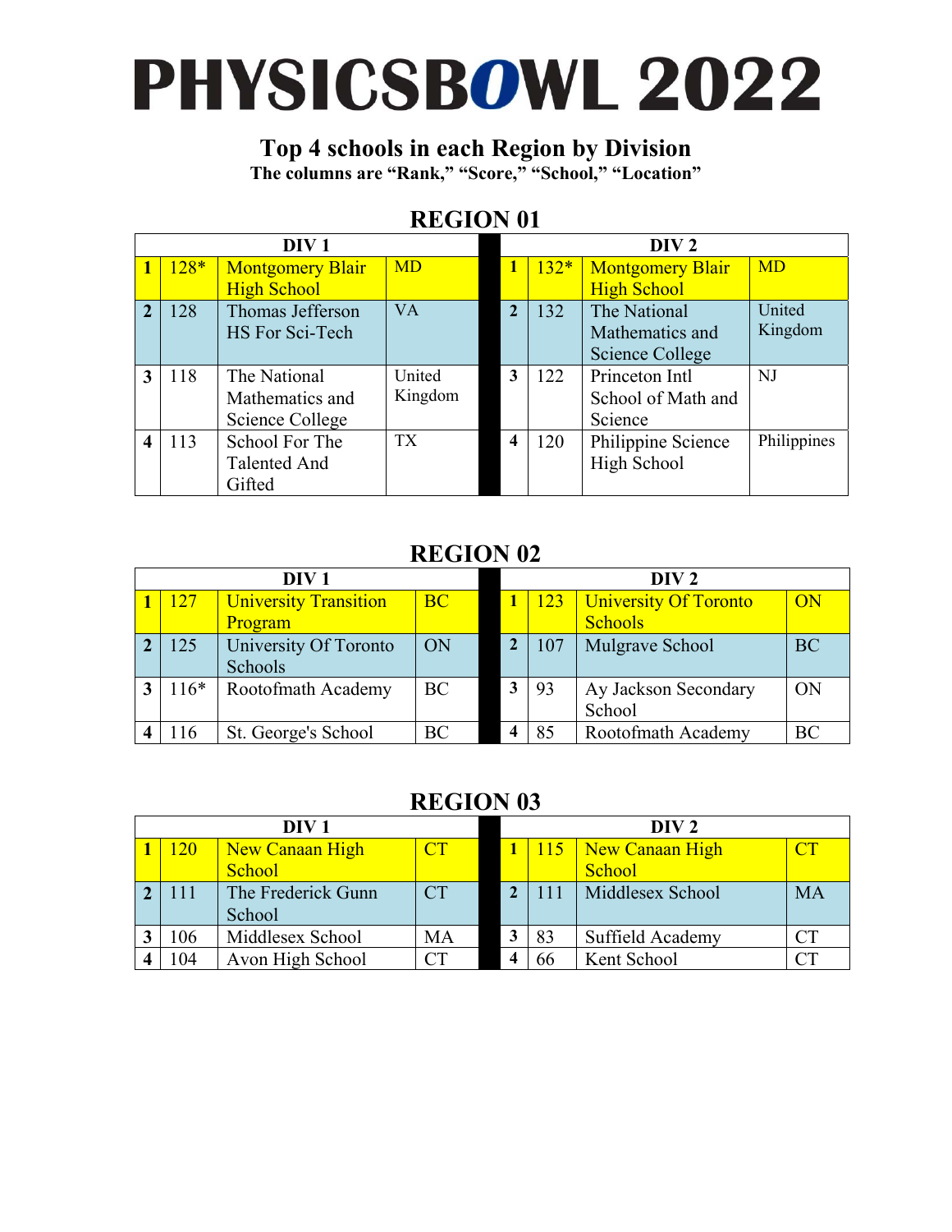# PHYSICSBOWL 2022

## Top 4 schools in each Region by Division

**The columns are "Rank," "Score," "School," "Location"**

### REGION 01

| DIV 1 | | | | DIV 2 | | | |
|---|---|---|---|---|---|---|---|
| **1** | 128* | Montgomery Blair High School | MD | **1** | 132* | Montgomery Blair High School | MD |
| **2** | 128 | Thomas Jefferson HS For Sci-Tech | VA | **2** | 132 | The National Mathematics and Science College | United Kingdom |
| **3** | 118 | The National Mathematics and Science College | United Kingdom | **3** | 122 | Princeton Intl School of Math and Science | NJ |
| **4** | 113 | School For The Talented And Gifted | TX | **4** | 120 | Philippine Science High School | Philippines |

### REGION 02

| DIV 1 | | | | DIV 2 | | | |
|---|---|---|---|---|---|---|---|
| **1** | 127 | University Transition Program | BC | **1** | 123 | University Of Toronto Schools | ON |
| **2** | 125 | University Of Toronto Schools | ON | **2** | 107 | Mulgrave School | BC |
| **3** | 116* | Rootofmath Academy | BC | **3** | 93 | Ay Jackson Secondary School | ON |
| **4** | 116 | St. George's School | BC | **4** | 85 | Rootofmath Academy | BC |

### REGION 03

| DIV 1 | | | | DIV 2 | | | |
|---|---|---|---|---|---|---|---|
| **1** | 120 | New Canaan High School | CT | **1** | 115 | New Canaan High School | CT |
| **2** | 111 | The Frederick Gunn School | CT | **2** | 111 | Middlesex School | MA |
| **3** | 106 | Middlesex School | MA | **3** | 83 | Suffield Academy | CT |
| **4** | 104 | Avon High School | CT | **4** | 66 | Kent School | CT |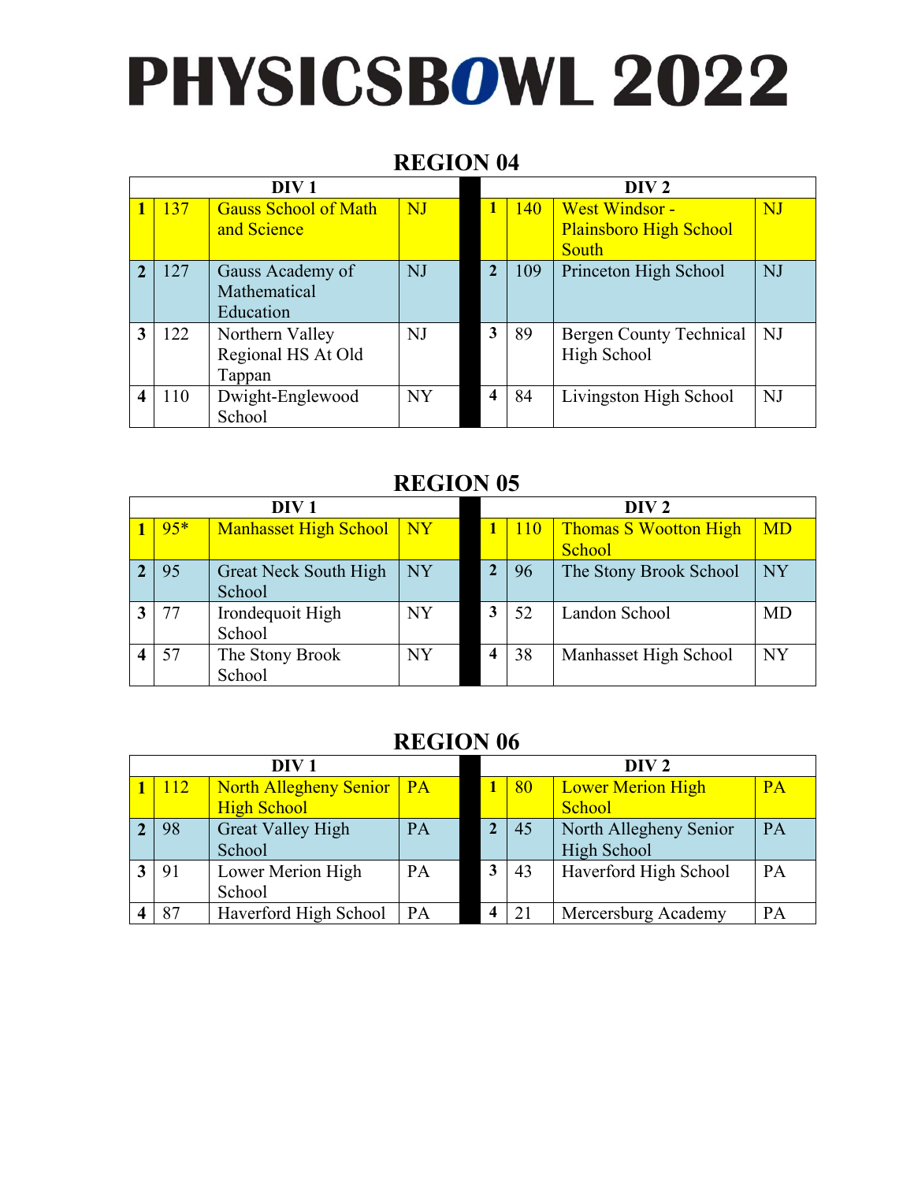# PHYSICSBOWL 2022

## REGION 04

| DIV 1 | | | | | DIV 2 | | | |
|---|---|---|---|---|---|---|---|---|
| 1 | 137 | Gauss School of Math and Science | NJ | | 1 | 140 | West Windsor - Plainsboro High School South | NJ |
| 2 | 127 | Gauss Academy of Mathematical Education | NJ | | 2 | 109 | Princeton High School | NJ |
| 3 | 122 | Northern Valley Regional HS At Old Tappan | NJ | | 3 | 89 | Bergen County Technical High School | NJ |
| 4 | 110 | Dwight-Englewood School | NY | | 4 | 84 | Livingston High School | NJ |

## REGION 05

| DIV 1 | | | | | DIV 2 | | | |
|---|---|---|---|---|---|---|---|---|
| 1 | 95* | Manhasset High School | NY | | 1 | 110 | Thomas S Wootton High School | MD |
| 2 | 95 | Great Neck South High School | NY | | 2 | 96 | The Stony Brook School | NY |
| 3 | 77 | Irondequoit High School | NY | | 3 | 52 | Landon School | MD |
| 4 | 57 | The Stony Brook School | NY | | 4 | 38 | Manhasset High School | NY |

## REGION 06

| DIV 1 | | | | | DIV 2 | | | |
|---|---|---|---|---|---|---|---|---|
| 1 | 112 | North Allegheny Senior High School | PA | | 1 | 80 | Lower Merion High School | PA |
| 2 | 98 | Great Valley High School | PA | | 2 | 45 | North Allegheny Senior High School | PA |
| 3 | 91 | Lower Merion High School | PA | | 3 | 43 | Haverford High School | PA |
| 4 | 87 | Haverford High School | PA | | 4 | 21 | Mercersburg Academy | PA |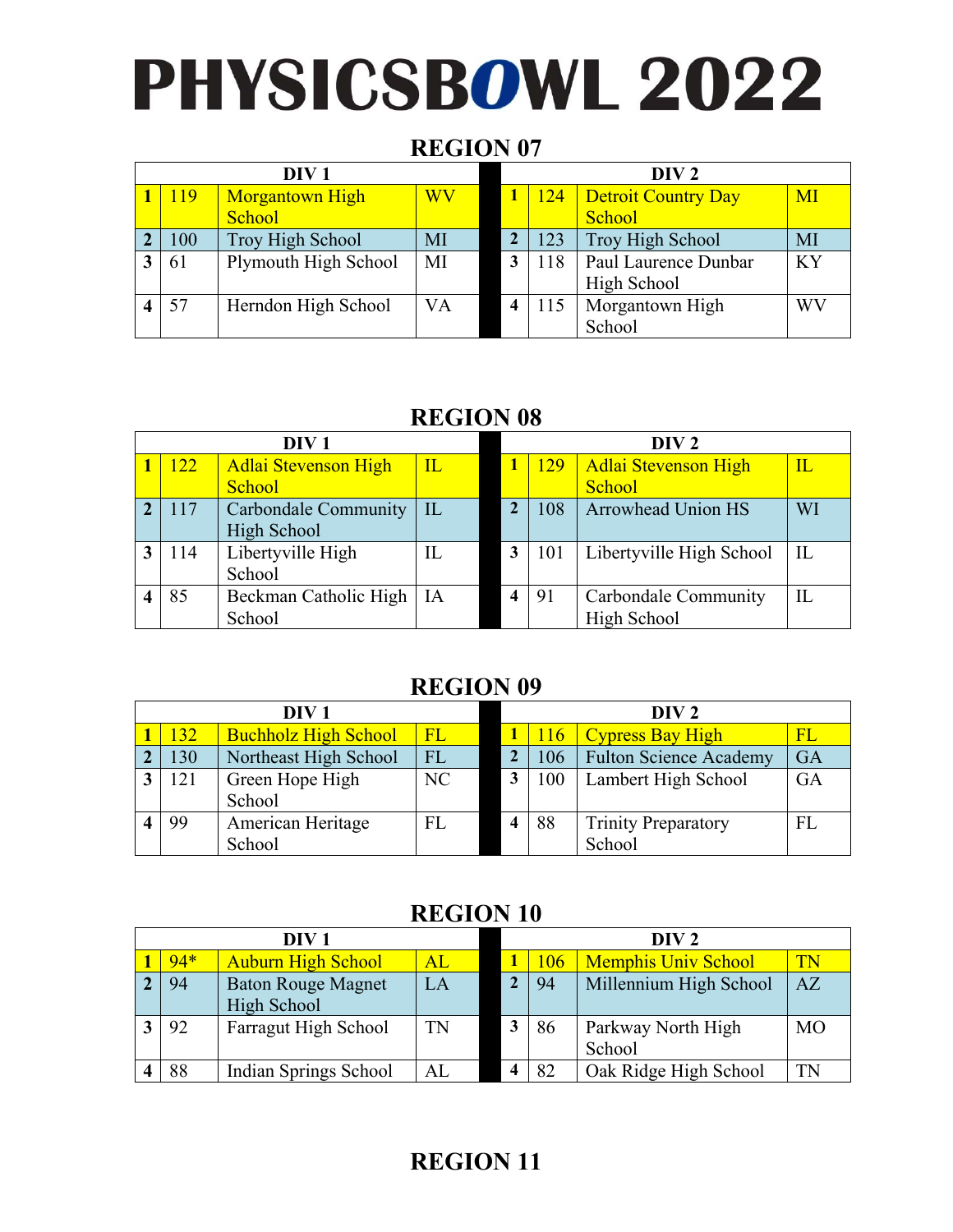# PHYSICSBOWL 2022

## REGION 07

| DIV 1 | | | | DIV 2 | | | |
|---|---|---|---|---|---|---|---|
| **1** | 119 | Morgantown High School | WV | **1** | 124 | Detroit Country Day School | MI |
| **2** | 100 | Troy High School | MI | **2** | 123 | Troy High School | MI |
| **3** | 61 | Plymouth High School | MI | **3** | 118 | Paul Laurence Dunbar High School | KY |
| **4** | 57 | Herndon High School | VA | **4** | 115 | Morgantown High School | WV |

## REGION 08

| DIV 1 | | | | DIV 2 | | | |
|---|---|---|---|---|---|---|---|
| **1** | 122 | Adlai Stevenson High School | IL | **1** | 129 | Adlai Stevenson High School | IL |
| **2** | 117 | Carbondale Community High School | IL | **2** | 108 | Arrowhead Union HS | WI |
| **3** | 114 | Libertyville High School | IL | **3** | 101 | Libertyville High School | IL |
| **4** | 85 | Beckman Catholic High School | IA | **4** | 91 | Carbondale Community High School | IL |

## REGION 09

| DIV 1 | | | | DIV 2 | | | |
|---|---|---|---|---|---|---|---|
| **1** | 132 | Buchholz High School | FL | **1** | 116 | Cypress Bay High | FL |
| **2** | 130 | Northeast High School | FL | **2** | 106 | Fulton Science Academy | GA |
| **3** | 121 | Green Hope High School | NC | **3** | 100 | Lambert High School | GA |
| **4** | 99 | American Heritage School | FL | **4** | 88 | Trinity Preparatory School | FL |

## REGION 10

| DIV 1 | | | | DIV 2 | | | |
|---|---|---|---|---|---|---|---|
| **1** | 94* | Auburn High School | AL | **1** | 106 | Memphis Univ School | TN |
| **2** | 94 | Baton Rouge Magnet High School | LA | **2** | 94 | Millennium High School | AZ |
| **3** | 92 | Farragut High School | TN | **3** | 86 | Parkway North High School | MO |
| **4** | 88 | Indian Springs School | AL | **4** | 82 | Oak Ridge High School | TN |

## REGION 11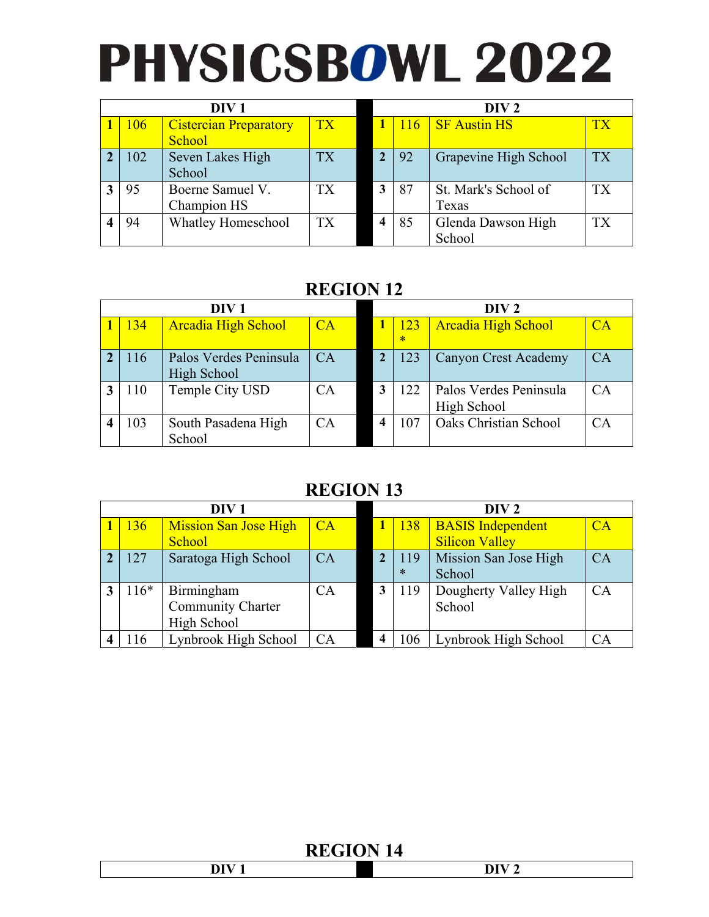# PHYSICSBOWL 2022

| DIV 1 | | | | | DIV 2 | | | |
|---|---|---|---|---|---|---|---|---|
| 1 | 106 | Cistercian Preparatory School | TX | | 1 | 116 | SF Austin HS | TX |
| 2 | 102 | Seven Lakes High School | TX | | 2 | 92 | Grapevine High School | TX |
| 3 | 95 | Boerne Samuel V. Champion HS | TX | | 3 | 87 | St. Mark's School of Texas | TX |
| 4 | 94 | Whatley Homeschool | TX | | 4 | 85 | Glenda Dawson High School | TX |

## REGION 12

| DIV 1 | | | | | DIV 2 | | | |
|---|---|---|---|---|---|---|---|---|
| 1 | 134 | Arcadia High School | CA | | 1 | 123 * | Arcadia High School | CA |
| 2 | 116 | Palos Verdes Peninsula High School | CA | | 2 | 123 | Canyon Crest Academy | CA |
| 3 | 110 | Temple City USD | CA | | 3 | 122 | Palos Verdes Peninsula High School | CA |
| 4 | 103 | South Pasadena High School | CA | | 4 | 107 | Oaks Christian School | CA |

## REGION 13

| DIV 1 | | | | | DIV 2 | | | |
|---|---|---|---|---|---|---|---|---|
| 1 | 136 | Mission San Jose High School | CA | | 1 | 138 | BASIS Independent Silicon Valley | CA |
| 2 | 127 | Saratoga High School | CA | | 2 | 119 * | Mission San Jose High School | CA |
| 3 | 116* | Birmingham Community Charter High School | CA | | 3 | 119 | Dougherty Valley High School | CA |
| 4 | 116 | Lynbrook High School | CA | | 4 | 106 | Lynbrook High School | CA |

## REGION 14

| DIV 1 | | DIV 2 |
|---|---|---|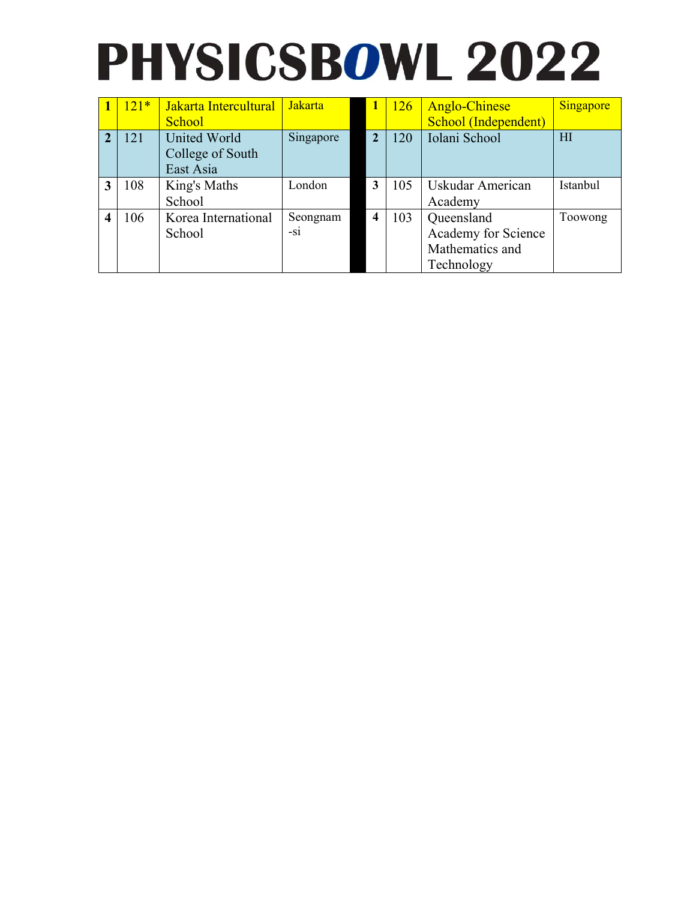# PHYSICSBOWL 2022

| | | | | | | | | |
|---|---|---|---|---|---|---|---|---|
| **1** | 121* | Jakarta Intercultural School | Jakarta | | **1** | 126 | Anglo-Chinese School (Independent) | Singapore |
| **2** | 121 | United World College of South East Asia | Singapore | | **2** | 120 | Iolani School | HI |
| **3** | 108 | King's Maths School | London | | **3** | 105 | Uskudar American Academy | Istanbul |
| **4** | 106 | Korea International School | Seongnam-si | | **4** | 103 | Queensland Academy for Science Mathematics and Technology | Toowong |